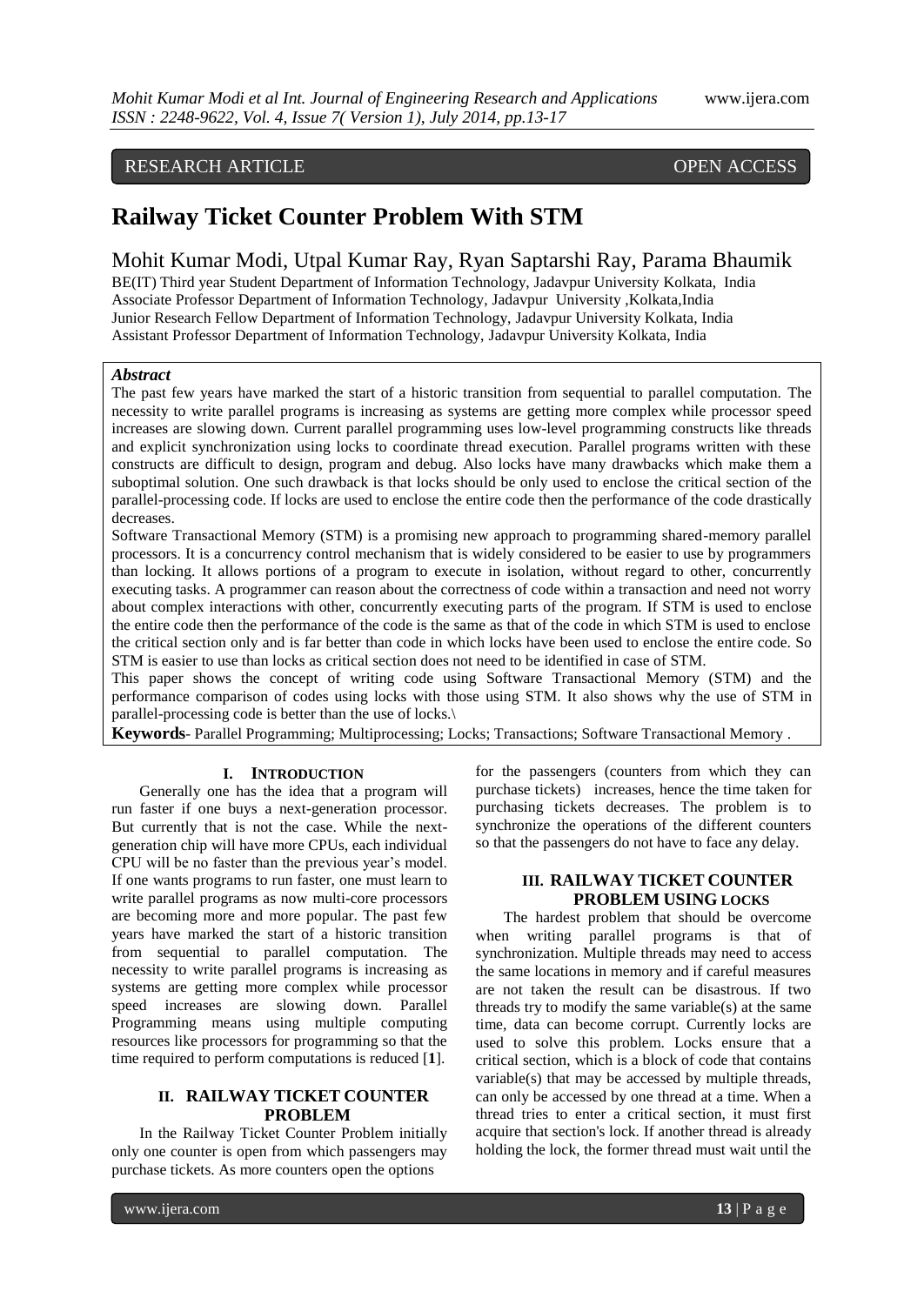RESEARCH ARTICLE OPEN ACCESS

# Railway Ticket Counter Problem With STM

## Mohit Kumar Modi, Utpal Kumar Ray, Ryan Saptarshi Ray, Parama Bhaumik

BE(IT) Third year Student Department of Information Technology, Jadavpur University Kolkata, India
Associate Professor Department of Information Technology, Jadavpur University ,Kolkata,India
Junior Research Fellow Department of Information Technology, Jadavpur University Kolkata, India
Assistant Professor Department of Information Technology, Jadavpur University Kolkata, India

***Abstract***

The past few years have marked the start of a historic transition from sequential to parallel computation. The necessity to write parallel programs is increasing as systems are getting more complex while processor speed increases are slowing down. Current parallel programming uses low-level programming constructs like threads and explicit synchronization using locks to coordinate thread execution. Parallel programs written with these constructs are difficult to design, program and debug. Also locks have many drawbacks which make them a suboptimal solution. One such drawback is that locks should be only used to enclose the critical section of the parallel-processing code. If locks are used to enclose the entire code then the performance of the code drastically decreases.

Software Transactional Memory (STM) is a promising new approach to programming shared-memory parallel processors. It is a concurrency control mechanism that is widely considered to be easier to use by programmers than locking. It allows portions of a program to execute in isolation, without regard to other, concurrently executing tasks. A programmer can reason about the correctness of code within a transaction and need not worry about complex interactions with other, concurrently executing parts of the program. If STM is used to enclose the entire code then the performance of the code is the same as that of the code in which STM is used to enclose the critical section only and is far better than code in which locks have been used to enclose the entire code. So STM is easier to use than locks as critical section does not need to be identified in case of STM.

This paper shows the concept of writing code using Software Transactional Memory (STM) and the performance comparison of codes using locks with those using STM. It also shows why the use of STM in parallel-processing code is better than the use of locks.\

**Keywords**- Parallel Programming; Multiprocessing; Locks; Transactions; Software Transactional Memory .

## I. INTRODUCTION

Generally one has the idea that a program will run faster if one buys a next-generation processor. But currently that is not the case. While the next-generation chip will have more CPUs, each individual CPU will be no faster than the previous year's model. If one wants programs to run faster, one must learn to write parallel programs as now multi-core processors are becoming more and more popular. The past few years have marked the start of a historic transition from sequential to parallel computation. The necessity to write parallel programs is increasing as systems are getting more complex while processor speed increases are slowing down. Parallel Programming means using multiple computing resources like processors for programming so that the time required to perform computations is reduced [**1**].

## II. RAILWAY TICKET COUNTER PROBLEM

In the Railway Ticket Counter Problem initially only one counter is open from which passengers may purchase tickets. As more counters open the options for the passengers (counters from which they can purchase tickets) increases, hence the time taken for purchasing tickets decreases. The problem is to synchronize the operations of the different counters so that the passengers do not have to face any delay.

## III. RAILWAY TICKET COUNTER PROBLEM USING LOCKS

The hardest problem that should be overcome when writing parallel programs is that of synchronization. Multiple threads may need to access the same locations in memory and if careful measures are not taken the result can be disastrous. If two threads try to modify the same variable(s) at the same time, data can become corrupt. Currently locks are used to solve this problem. Locks ensure that a critical section, which is a block of code that contains variable(s) that may be accessed by multiple threads, can only be accessed by one thread at a time. When a thread tries to enter a critical section, it must first acquire that section's lock. If another thread is already holding the lock, the former thread must wait until the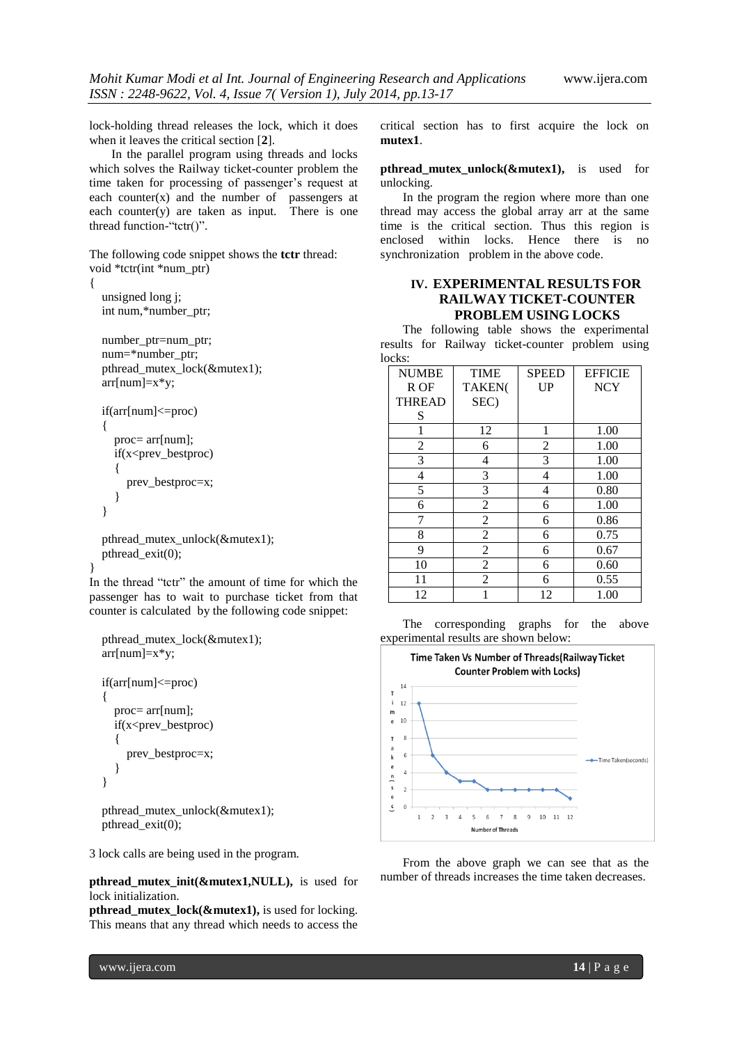lock-holding thread releases the lock, which it does when it leaves the critical section [**2**].

In the parallel program using threads and locks which solves the Railway ticket-counter problem the time taken for processing of passenger's request at each counter(x) and the number of passengers at each counter(y) are taken as input. There is one thread function-"tctr()".

The following code snippet shows the **tctr** thread:

```
void *tctr(int *num_ptr)
{
  unsigned long j;
  int num,*number_ptr;

  number_ptr=num_ptr;
  num=*number_ptr;
  pthread_mutex_lock(&mutex1);
  arr[num]=x*y;

  if(arr[num]<=proc)
  {
    proc= arr[num];
    if(x<prev_bestproc)
    {
      prev_bestproc=x;
    }
  }

  pthread_mutex_unlock(&mutex1);
  pthread_exit(0);
}
```

In the thread "tctr" the amount of time for which the passenger has to wait to purchase ticket from that counter is calculated by the following code snippet:

```
  pthread_mutex_lock(&mutex1);
  arr[num]=x*y;

  if(arr[num]<=proc)
  {
    proc= arr[num];
    if(x<prev_bestproc)
    {
      prev_bestproc=x;
    }
  }

  pthread_mutex_unlock(&mutex1);
  pthread_exit(0);
```

3 lock calls are being used in the program.

**pthread_mutex_init(&mutex1,NULL),** is used for lock initialization.

**pthread_mutex_lock(&mutex1),** is used for locking. This means that any thread which needs to access the critical section has to first acquire the lock on **mutex1**.

**pthread_mutex_unlock(&mutex1),** is used for unlocking.

In the program the region where more than one thread may access the global array arr at the same time is the critical section. Thus this region is enclosed within locks. Hence there is no synchronization problem in the above code.

## IV. EXPERIMENTAL RESULTS FOR RAILWAY TICKET-COUNTER PROBLEM USING LOCKS

The following table shows the experimental results for Railway ticket-counter problem using locks:

| NUMBER OF THREADS | TIME TAKEN(SEC) | SPEED UP | EFFICIENCY |
|---|---|---|---|
| 1 | 12 | 1 | 1.00 |
| 2 | 6 | 2 | 1.00 |
| 3 | 4 | 3 | 1.00 |
| 4 | 3 | 4 | 1.00 |
| 5 | 3 | 4 | 0.80 |
| 6 | 2 | 6 | 1.00 |
| 7 | 2 | 6 | 0.86 |
| 8 | 2 | 6 | 0.75 |
| 9 | 2 | 6 | 0.67 |
| 10 | 2 | 6 | 0.60 |
| 11 | 2 | 6 | 0.55 |
| 12 | 1 | 12 | 1.00 |

The corresponding graphs for the above experimental results are shown below:

Time Taken Vs Number of Threads(Railway Ticket Counter Problem with Locks)

From the above graph we can see that as the number of threads increases the time taken decreases.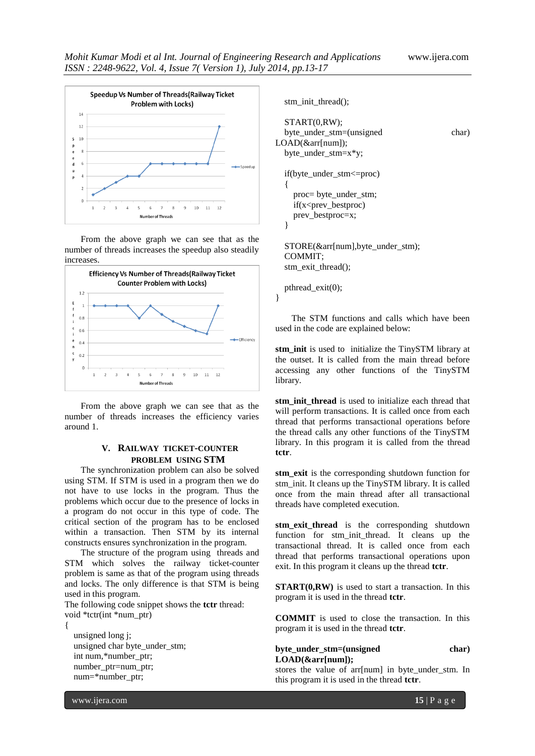From the above graph we can see that as the number of threads increases the speedup also steadily increases.

From the above graph we can see that as the number of threads increases the efficiency varies around 1.

## V. RAILWAY TICKET-COUNTER PROBLEM USING STM

The synchronization problem can also be solved using STM. If STM is used in a program then we do not have to use locks in the program. Thus the problems which occur due to the presence of locks in a program do not occur in this type of code. The critical section of the program has to be enclosed within a transaction. Then STM by its internal constructs ensures synchronization in the program.

The structure of the program using threads and STM which solves the railway ticket-counter problem is same as that of the program using threads and locks. The only difference is that STM is being used in this program.

The following code snippet shows the **tctr** thread:

```
void *tctr(int *num_ptr)
{
   unsigned long j;
   unsigned char byte_under_stm;
   int num,*number_ptr;
   number_ptr=num_ptr;
   num=*number_ptr;

   stm_init_thread();

   START(0,RW);
   byte_under_stm=(unsigned char)
LOAD(&arr[num]);
   byte_under_stm=x*y;

   if(byte_under_stm<=proc)
   {
      proc= byte_under_stm;
      if(x<prev_bestproc)
      prev_bestproc=x;
   }

   STORE(&arr[num],byte_under_stm);
   COMMIT;
   stm_exit_thread();

   pthread_exit(0);
}
```

The STM functions and calls which have been used in the code are explained below:

**stm_init** is used to initialize the TinySTM library at the outset. It is called from the main thread before accessing any other functions of the TinySTM library.

**stm_init_thread** is used to initialize each thread that will perform transactions. It is called once from each thread that performs transactional operations before the thread calls any other functions of the TinySTM library. In this program it is called from the thread **tctr**.

**stm_exit** is the corresponding shutdown function for stm_init. It cleans up the TinySTM library. It is called once from the main thread after all transactional threads have completed execution.

**stm_exit_thread** is the corresponding shutdown function for stm_init_thread. It cleans up the transactional thread. It is called once from each thread that performs transactional operations upon exit. In this program it cleans up the thread **tctr**.

**START(0,RW)** is used to start a transaction. In this program it is used in the thread **tctr**.

**COMMIT** is used to close the transaction. In this program it is used in the thread **tctr**.

**byte_under_stm=(unsigned char) LOAD(&arr[num]);** stores the value of arr[num] in byte_under_stm. In this program it is used in the thread **tctr**.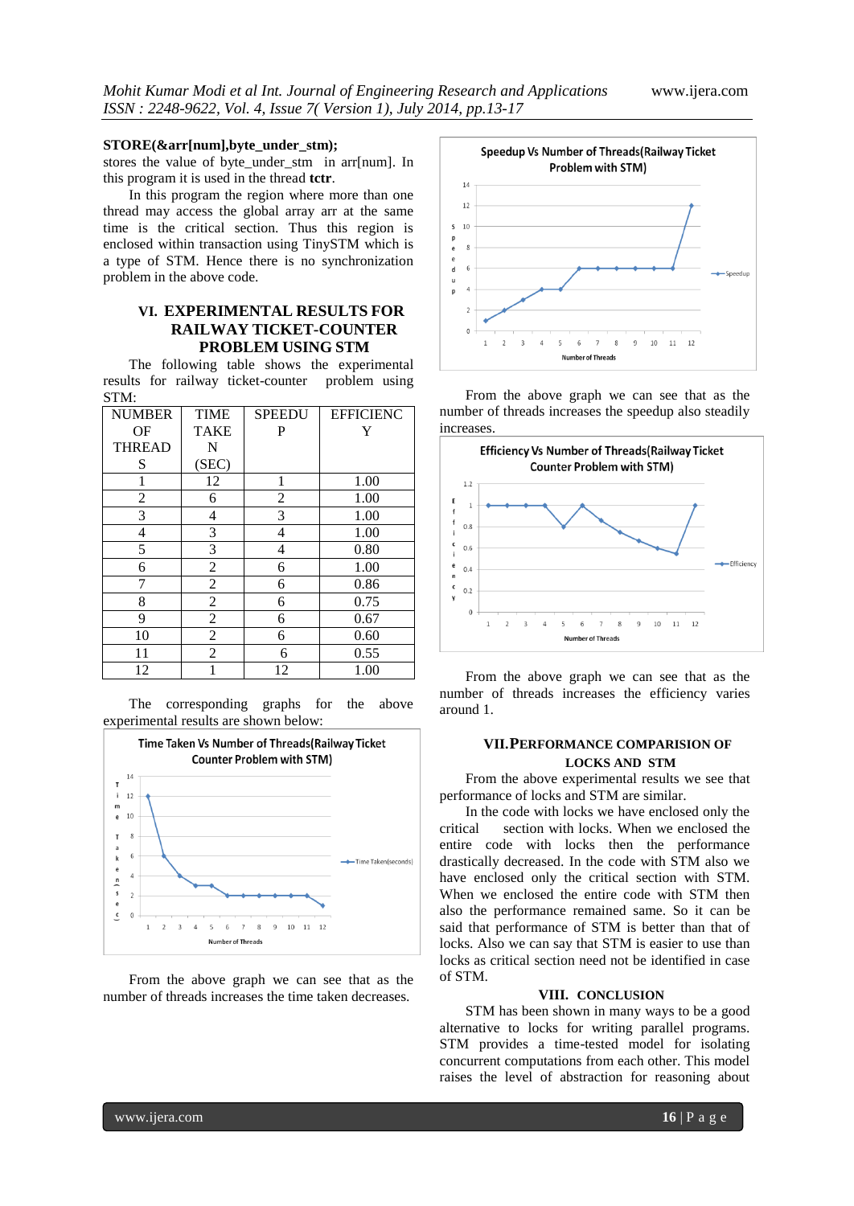**STORE(&arr[num],byte_under_stm);**
stores the value of byte_under_stm in arr[num]. In this program it is used in the thread **tctr**.

In this program the region where more than one thread may access the global array arr at the same time is the critical section. Thus this region is enclosed within transaction using TinySTM which is a type of STM. Hence there is no synchronization problem in the above code.

## VI. EXPERIMENTAL RESULTS FOR RAILWAY TICKET-COUNTER PROBLEM USING STM

The following table shows the experimental results for railway ticket-counter problem using STM:

| NUMBER OF THREADS | TIME TAKEN (SEC) | SPEEDUP | EFFICIENCY |
|---|---|---|---|
| 1 | 12 | 1 | 1.00 |
| 2 | 6 | 2 | 1.00 |
| 3 | 4 | 3 | 1.00 |
| 4 | 3 | 4 | 1.00 |
| 5 | 3 | 4 | 0.80 |
| 6 | 2 | 6 | 1.00 |
| 7 | 2 | 6 | 0.86 |
| 8 | 2 | 6 | 0.75 |
| 9 | 2 | 6 | 0.67 |
| 10 | 2 | 6 | 0.60 |
| 11 | 2 | 6 | 0.55 |
| 12 | 1 | 12 | 1.00 |

The corresponding graphs for the above experimental results are shown below:

From the above graph we can see that as the number of threads increases the time taken decreases.

From the above graph we can see that as the number of threads increases the speedup also steadily increases.

From the above graph we can see that as the number of threads increases the efficiency varies around 1.

## VII. PERFORMANCE COMPARISION OF LOCKS AND STM

From the above experimental results we see that performance of locks and STM are similar.

In the code with locks we have enclosed only the critical section with locks. When we enclosed the entire code with locks then the performance drastically decreased. In the code with STM also we have enclosed only the critical section with STM. When we enclosed the entire code with STM then also the performance remained same. So it can be said that performance of STM is better than that of locks. Also we can say that STM is easier to use than locks as critical section need not be identified in case of STM.

## VIII. CONCLUSION

STM has been shown in many ways to be a good alternative to locks for writing parallel programs. STM provides a time-tested model for isolating concurrent computations from each other. This model raises the level of abstraction for reasoning about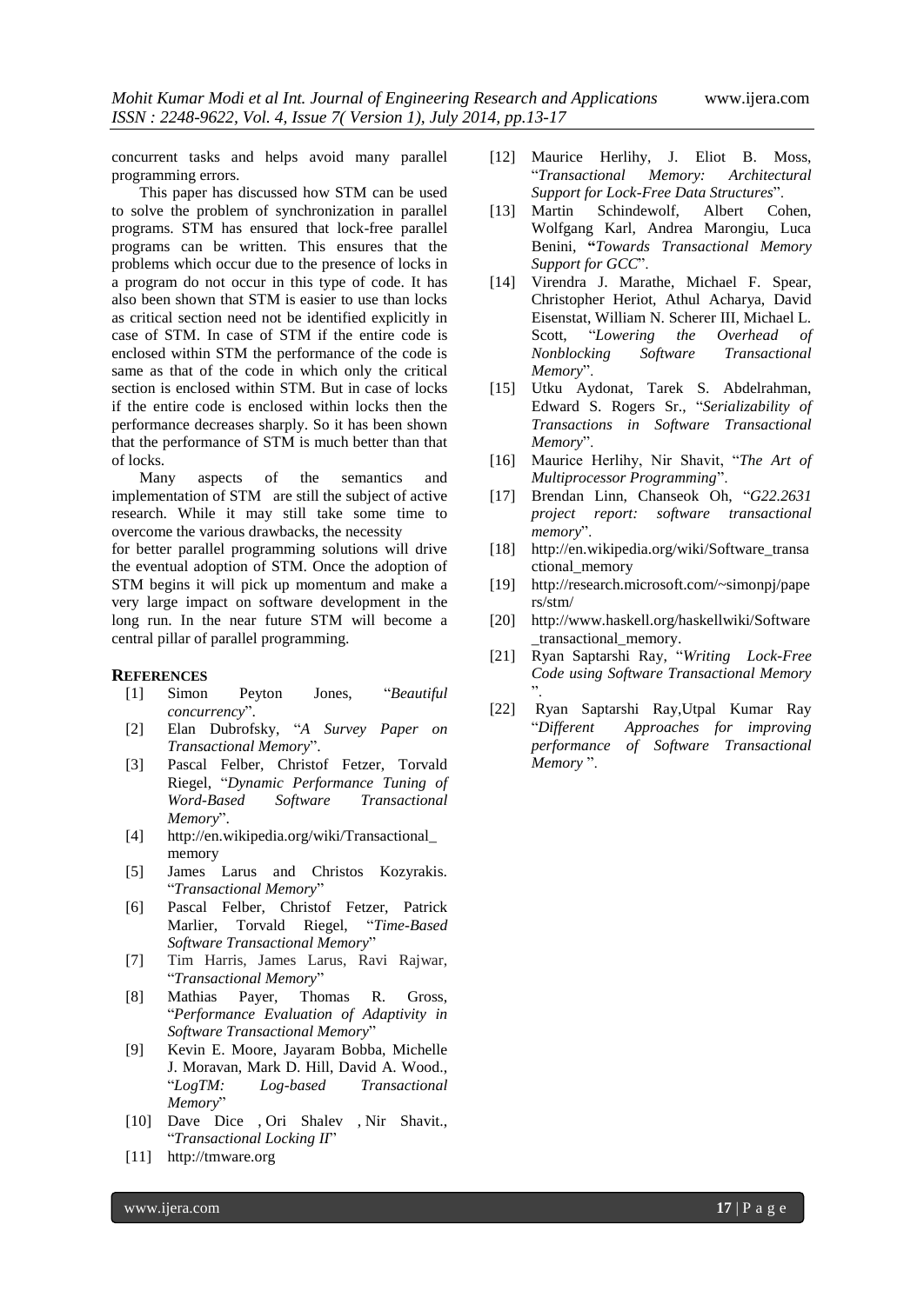concurrent tasks and helps avoid many parallel programming errors.

This paper has discussed how STM can be used to solve the problem of synchronization in parallel programs. STM has ensured that lock-free parallel programs can be written. This ensures that the problems which occur due to the presence of locks in a program do not occur in this type of code. It has also been shown that STM is easier to use than locks as critical section need not be identified explicitly in case of STM. In case of STM if the entire code is enclosed within STM the performance of the code is same as that of the code in which only the critical section is enclosed within STM. But in case of locks if the entire code is enclosed within locks then the performance decreases sharply. So it has been shown that the performance of STM is much better than that of locks.

Many aspects of the semantics and implementation of STM are still the subject of active research. While it may still take some time to overcome the various drawbacks, the necessity for better parallel programming solutions will drive the eventual adoption of STM. Once the adoption of STM begins it will pick up momentum and make a very large impact on software development in the long run. In the near future STM will become a central pillar of parallel programming.

## REFERENCES

[1] Simon Peyton Jones, "*Beautiful concurrency*".

[2] Elan Dubrofsky, "*A Survey Paper on Transactional Memory*".

[3] Pascal Felber, Christof Fetzer, Torvald Riegel, "*Dynamic Performance Tuning of Word-Based Software Transactional Memory*".

[4] http://en.wikipedia.org/wiki/Transactional_memory

[5] James Larus and Christos Kozyrakis. "*Transactional Memory*"

[6] Pascal Felber, Christof Fetzer, Patrick Marlier, Torvald Riegel, "*Time-Based Software Transactional Memory*"

[7] Tim Harris, James Larus, Ravi Rajwar, "*Transactional Memory*"

[8] Mathias Payer, Thomas R. Gross, "*Performance Evaluation of Adaptivity in Software Transactional Memory*"

[9] Kevin E. Moore, Jayaram Bobba, Michelle J. Moravan, Mark D. Hill, David A. Wood., "*LogTM: Log-based Transactional Memory*"

[10] Dave Dice , Ori Shalev , Nir Shavit., "*Transactional Locking II*"

[11] http://tmware.org

[12] Maurice Herlihy, J. Eliot B. Moss, "*Transactional Memory: Architectural Support for Lock-Free Data Structures*".

[13] Martin Schindewolf, Albert Cohen, Wolfgang Karl, Andrea Marongiu, Luca Benini, "*Towards Transactional Memory Support for GCC*".

[14] Virendra J. Marathe, Michael F. Spear, Christopher Heriot, Athul Acharya, David Eisenstat, William N. Scherer III, Michael L. Scott, "*Lowering the Overhead of Nonblocking Software Transactional Memory*".

[15] Utku Aydonat, Tarek S. Abdelrahman, Edward S. Rogers Sr., "*Serializability of Transactions in Software Transactional Memory*".

[16] Maurice Herlihy, Nir Shavit, "*The Art of Multiprocessor Programming*".

[17] Brendan Linn, Chanseok Oh, "*G22.2631 project report: software transactional memory*".

[18] http://en.wikipedia.org/wiki/Software_transactional_memory

[19] http://research.microsoft.com/~simonpj/papers/stm/

[20] http://www.haskell.org/haskellwiki/Software_transactional_memory.

[21] Ryan Saptarshi Ray, "*Writing Lock-Free Code using Software Transactional Memory*".

[22] Ryan Saptarshi Ray,Utpal Kumar Ray "*Different Approaches for improving performance of Software Transactional Memory* ".